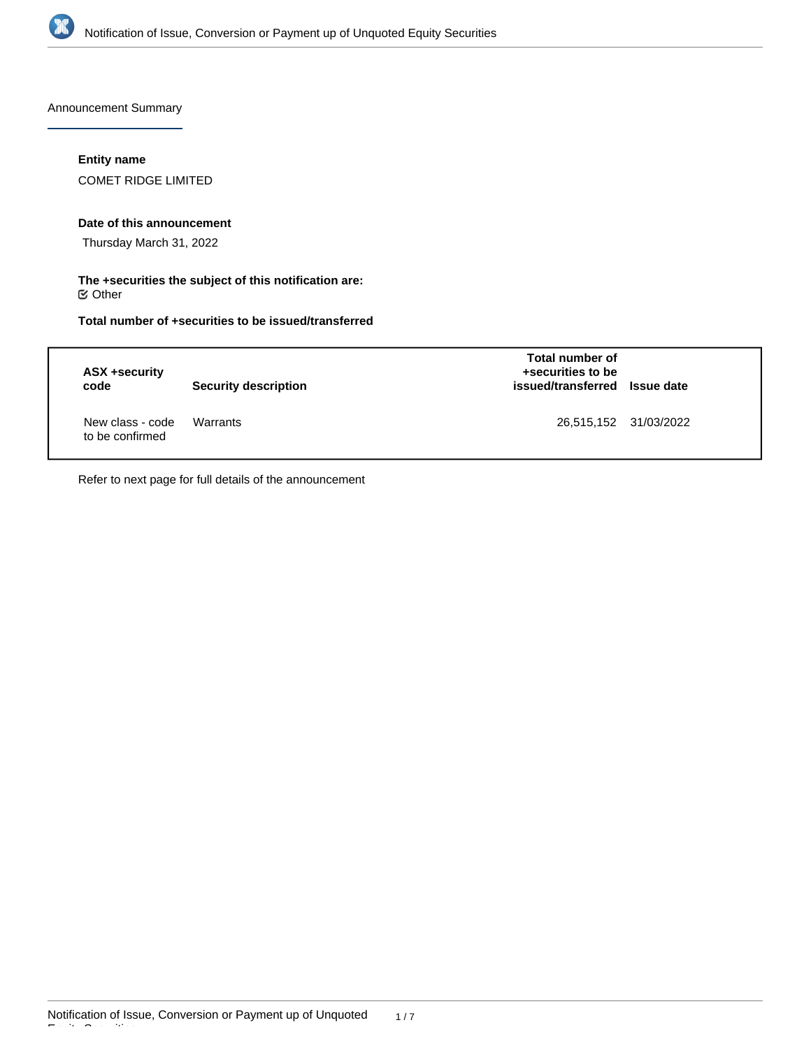## Announcement Summary

**Entity name**

COMET RIDGE LIMITED

**Date of this announcement**

Thursday March 31, 2022

**The +securities the subject of this notification are:**

☑ Other

**Total number of +securities to be issued/transferred**

| ASX +security code | Security description | Total number of +securities to be issued/transferred | Issue date |
|---|---|---|---|
| New class - code to be confirmed | Warrants | 26,515,152 | 31/03/2022 |

Refer to next page for full details of the announcement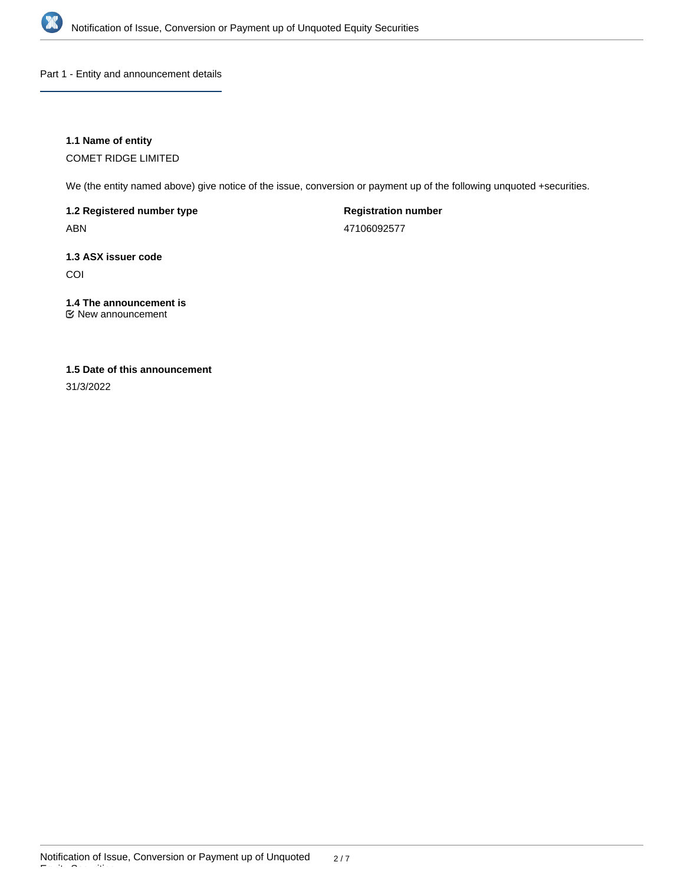## Part 1 - Entity and announcement details

**1.1 Name of entity**

COMET RIDGE LIMITED

We (the entity named above) give notice of the issue, conversion or payment up of the following unquoted +securities.

**1.2 Registered number type**

ABN

**Registration number**

47106092577

**1.3 ASX issuer code**

COI

**1.4 The announcement is**

☑ New announcement

**1.5 Date of this announcement**

31/3/2022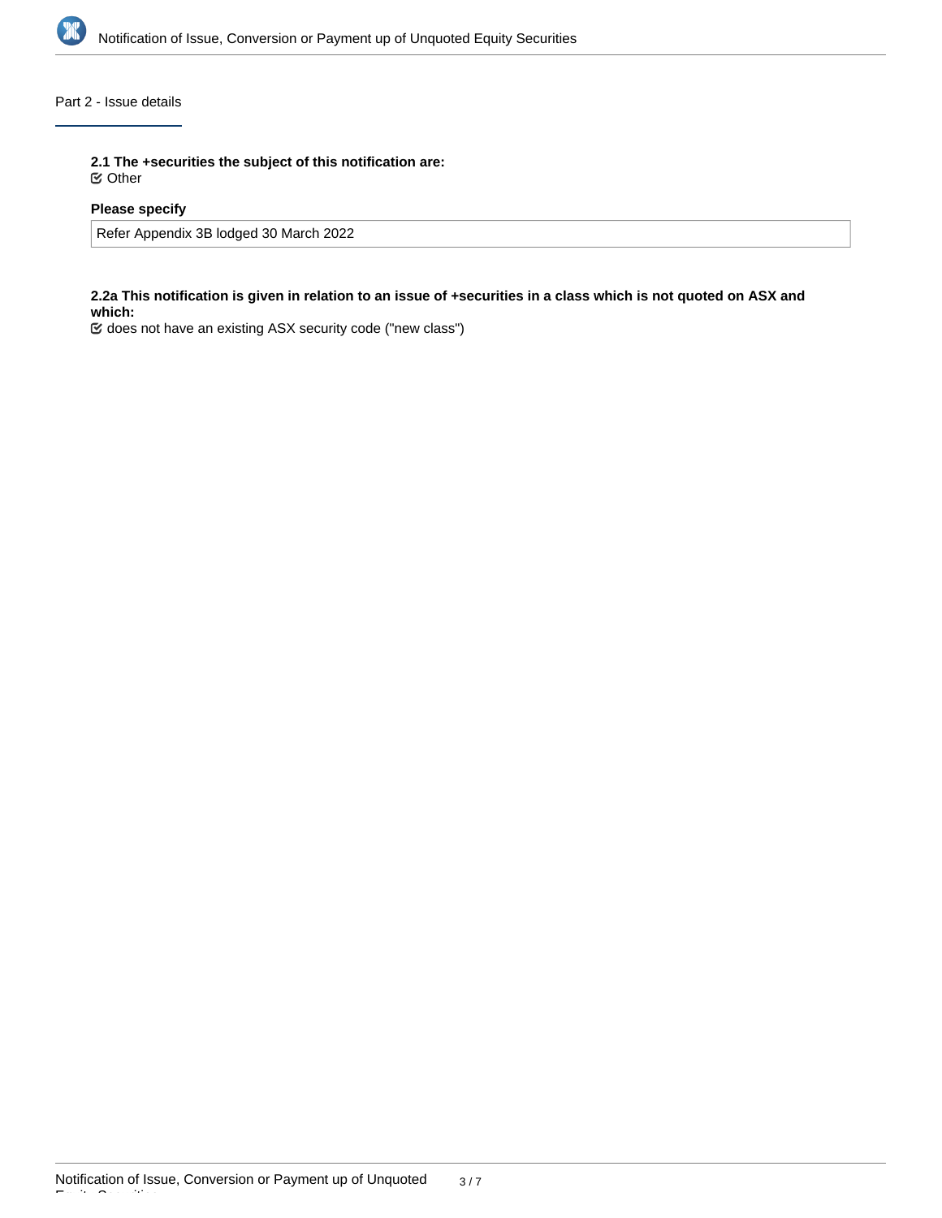## Part 2 - Issue details

**2.1 The +securities the subject of this notification are:**

☑ Other

**Please specify**

Refer Appendix 3B lodged 30 March 2022

**2.2a This notification is given in relation to an issue of +securities in a class which is not quoted on ASX and which:**

☑ does not have an existing ASX security code ("new class")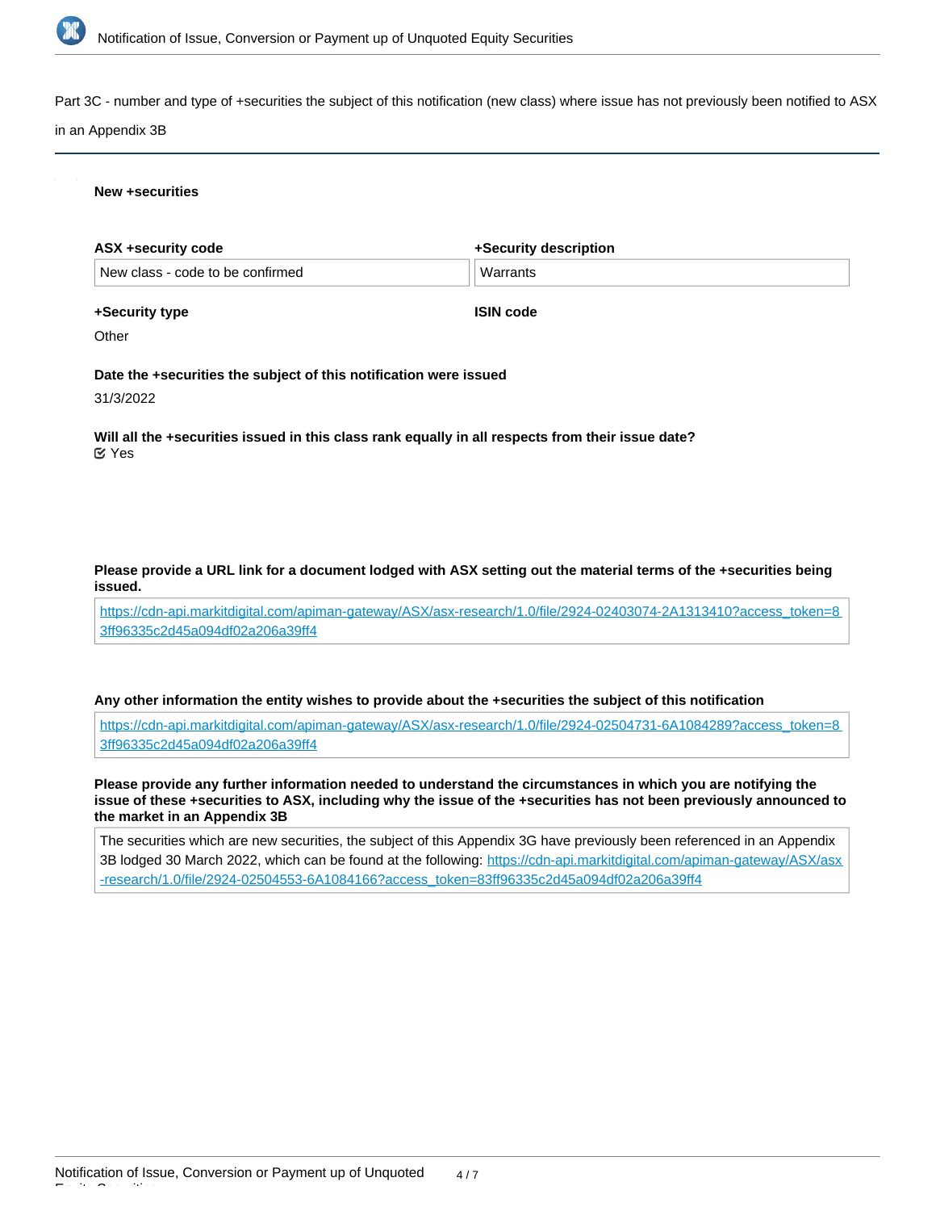Part 3C - number and type of +securities the subject of this notification (new class) where issue has not previously been notified to ASX in an Appendix 3B

**New +securities**

**ASX +security code**

New class - code to be confirmed

**+Security description**

Warrants

**+Security type**

Other

**ISIN code**

**Date the +securities the subject of this notification were issued**

31/3/2022

**Will all the +securities issued in this class rank equally in all respects from their issue date?**

Yes

**Please provide a URL link for a document lodged with ASX setting out the material terms of the +securities being issued.**

https://cdn-api.markitdigital.com/apiman-gateway/ASX/asx-research/1.0/file/2924-02403074-2A1313410?access_token=83ff96335c2d45a094df02a206a39ff4

**Any other information the entity wishes to provide about the +securities the subject of this notification**

https://cdn-api.markitdigital.com/apiman-gateway/ASX/asx-research/1.0/file/2924-02504731-6A1084289?access_token=83ff96335c2d45a094df02a206a39ff4

**Please provide any further information needed to understand the circumstances in which you are notifying the issue of these +securities to ASX, including why the issue of the +securities has not been previously announced to the market in an Appendix 3B**

The securities which are new securities, the subject of this Appendix 3G have previously been referenced in an Appendix 3B lodged 30 March 2022, which can be found at the following: https://cdn-api.markitdigital.com/apiman-gateway/ASX/asx-research/1.0/file/2924-02504553-6A1084166?access_token=83ff96335c2d45a094df02a206a39ff4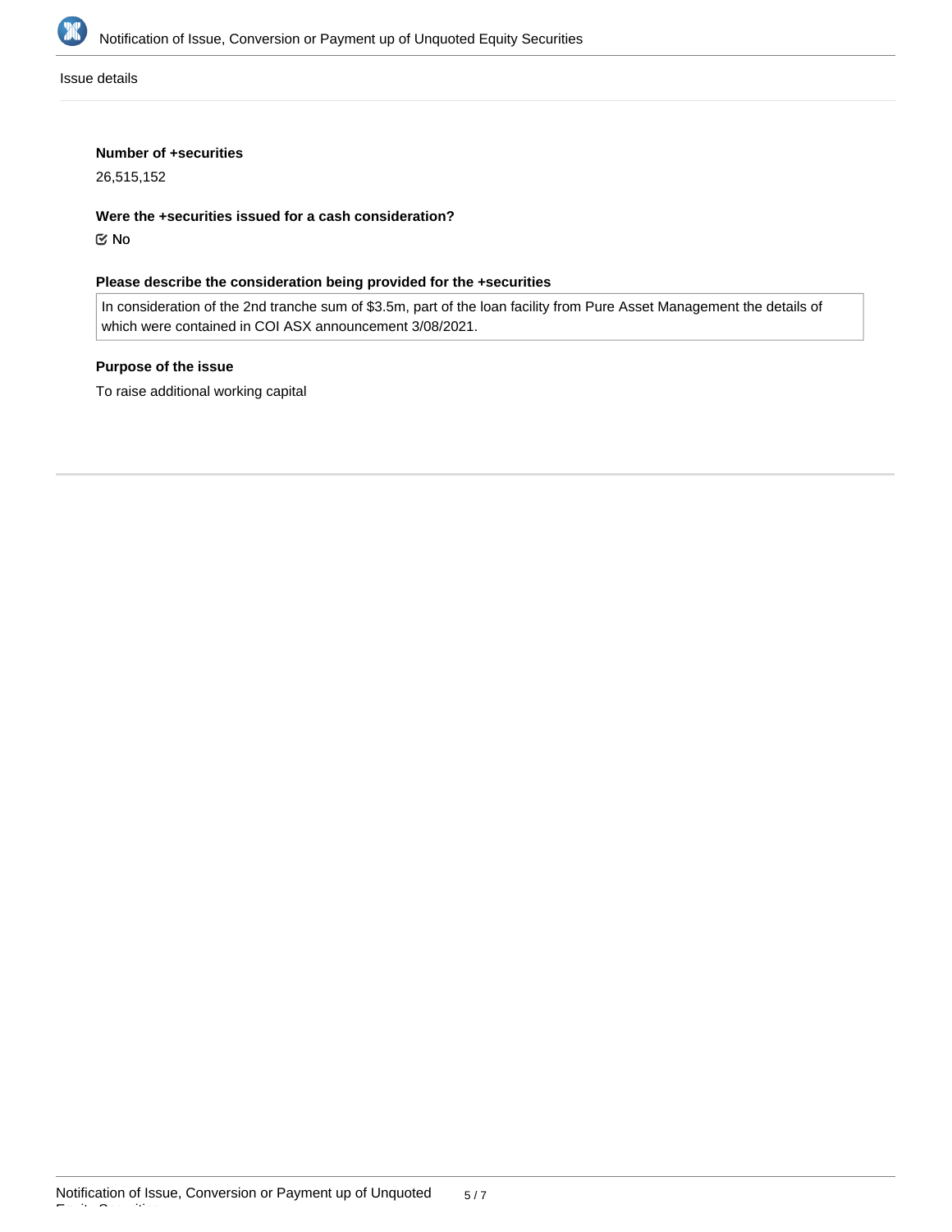Issue details

**Number of +securities**

26,515,152

**Were the +securities issued for a cash consideration?**

☑ No

**Please describe the consideration being provided for the +securities**

In consideration of the 2nd tranche sum of $3.5m, part of the loan facility from Pure Asset Management the details of which were contained in COI ASX announcement 3/08/2021.

**Purpose of the issue**

To raise additional working capital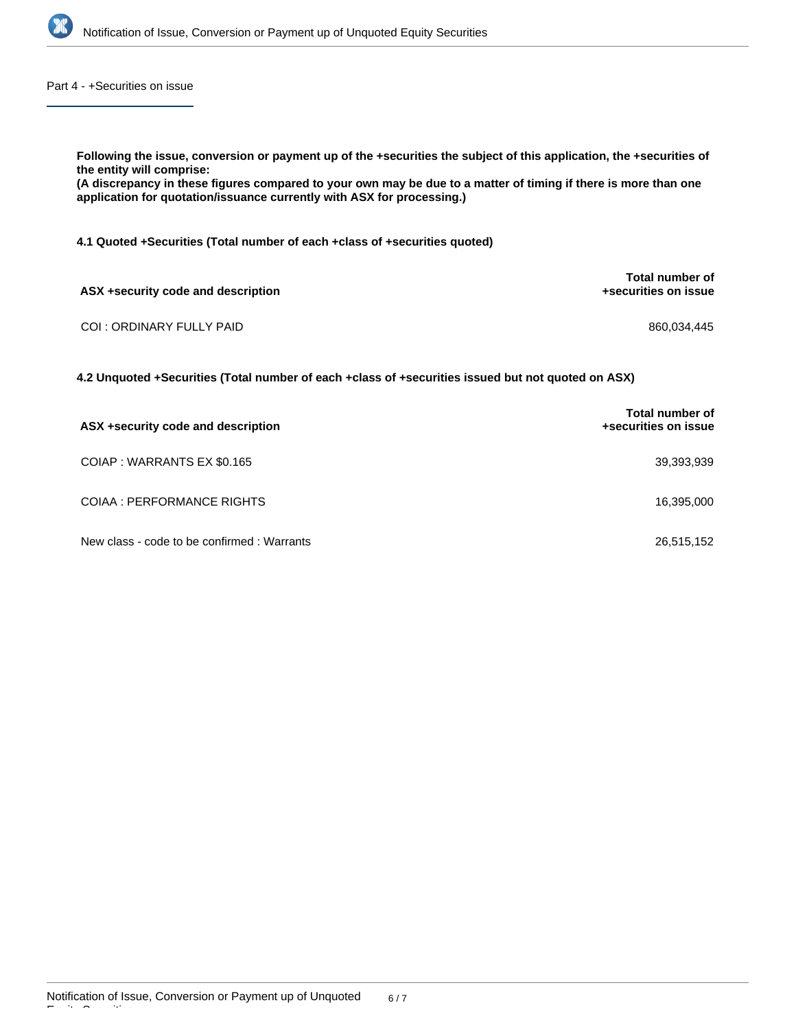## Part 4 - +Securities on issue

**Following the issue, conversion or payment up of the +securities the subject of this application, the +securities of the entity will comprise:**
**(A discrepancy in these figures compared to your own may be due to a matter of timing if there is more than one application for quotation/issuance currently with ASX for processing.)**

**4.1 Quoted +Securities (Total number of each +class of +securities quoted)**

| ASX +security code and description | Total number of +securities on issue |
|---|---|
| COI : ORDINARY FULLY PAID | 860,034,445 |

**4.2 Unquoted +Securities (Total number of each +class of +securities issued but not quoted on ASX)**

| ASX +security code and description | Total number of +securities on issue |
|---|---|
| COIAP : WARRANTS EX $0.165 | 39,393,939 |
| COIAA : PERFORMANCE RIGHTS | 16,395,000 |
| New class - code to be confirmed : Warrants | 26,515,152 |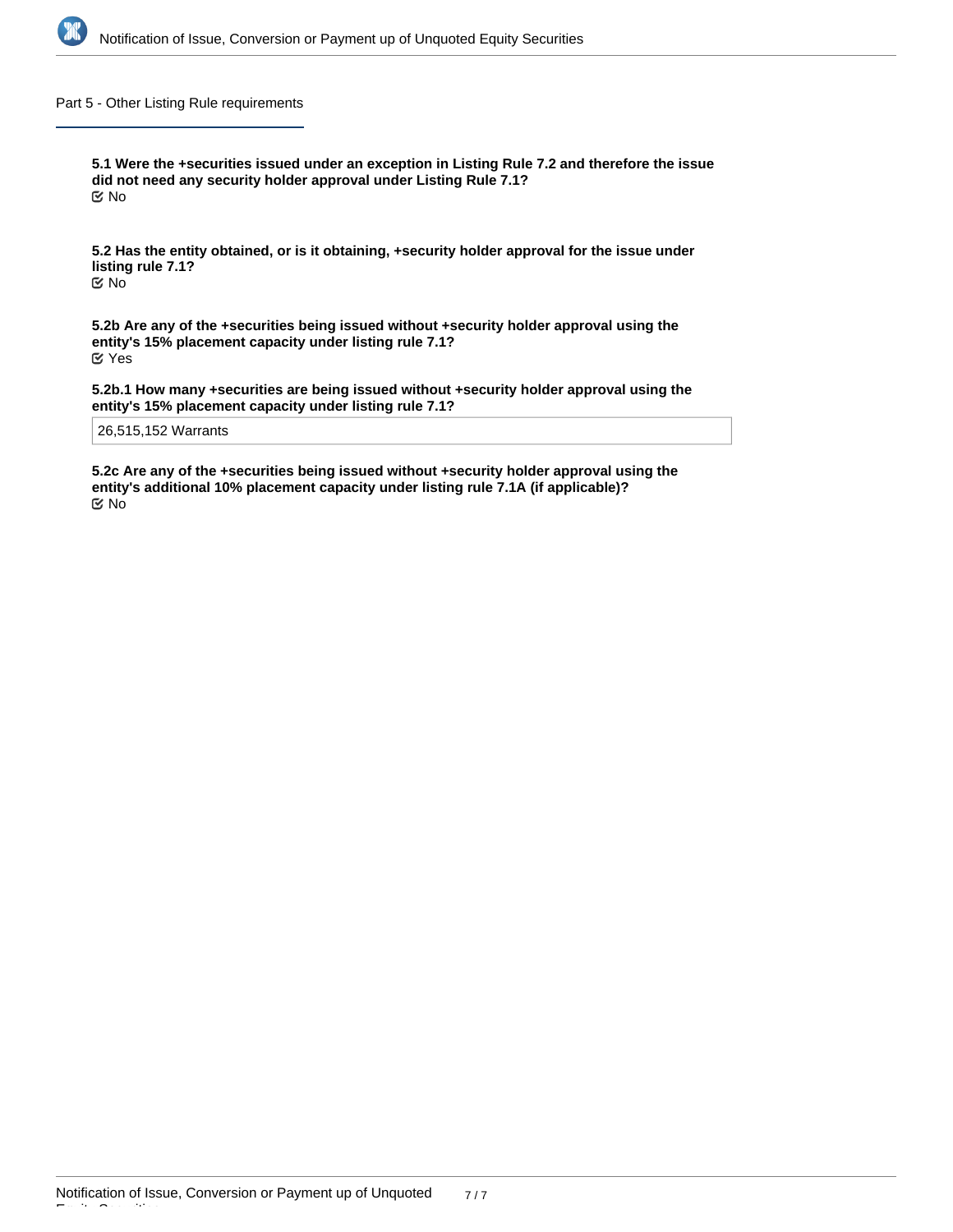## Part 5 - Other Listing Rule requirements

**5.1 Were the +securities issued under an exception in Listing Rule 7.2 and therefore the issue did not need any security holder approval under Listing Rule 7.1?**

No

**5.2 Has the entity obtained, or is it obtaining, +security holder approval for the issue under listing rule 7.1?**

No

**5.2b Are any of the +securities being issued without +security holder approval using the entity's 15% placement capacity under listing rule 7.1?**

Yes

**5.2b.1 How many +securities are being issued without +security holder approval using the entity's 15% placement capacity under listing rule 7.1?**

26,515,152 Warrants

**5.2c Are any of the +securities being issued without +security holder approval using the entity's additional 10% placement capacity under listing rule 7.1A (if applicable)?**

No